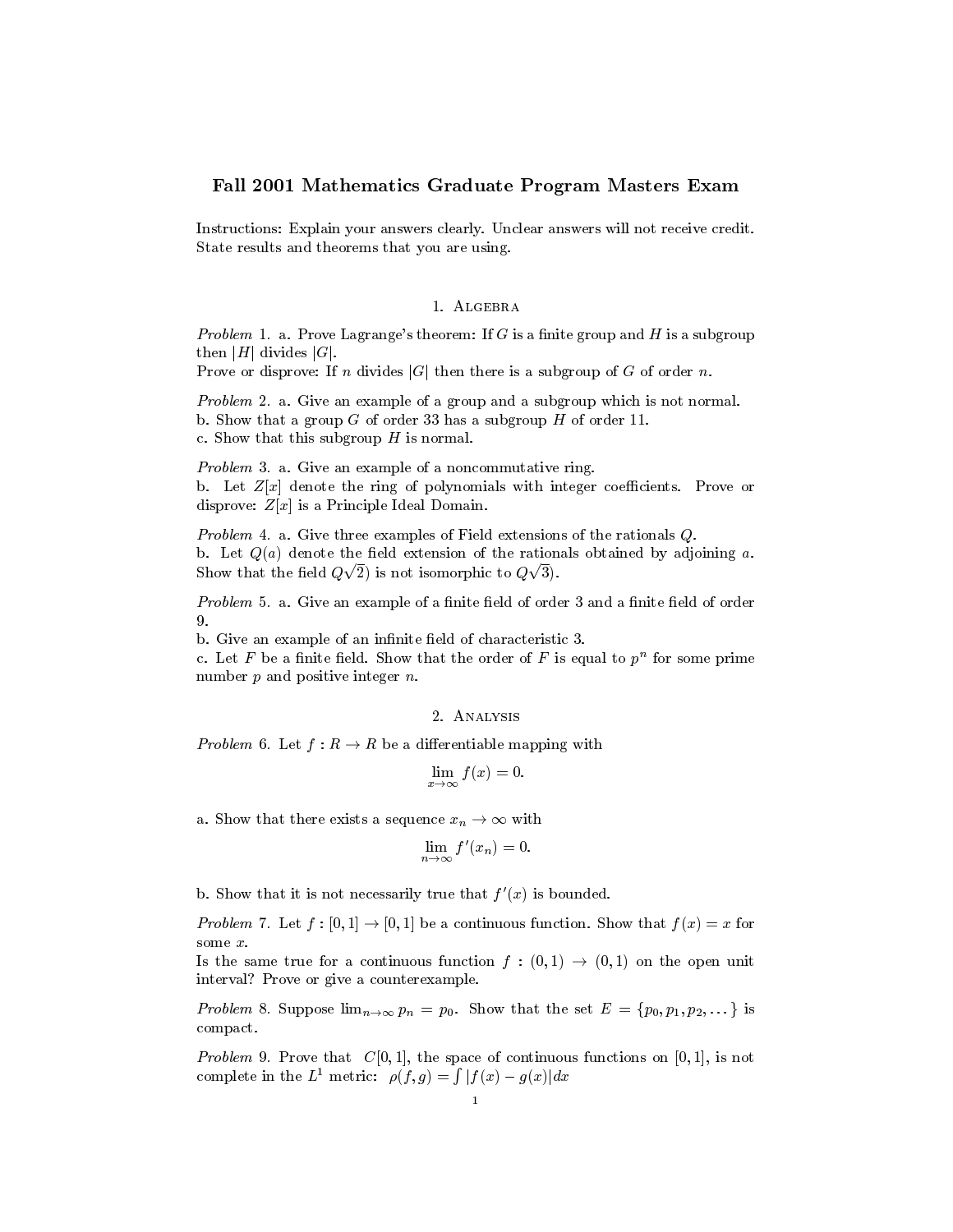# Fall 2001 Mathematics Graduate Program Masters Exam

Instructions: Explain your answers clearly. Unclear answers will not receive credit. State results and theorems that you are using.

## 1. Algebra

*Problem* 1. a. Prove Lagrange's theorem: If $G$ is a finite group and $H$ is a subgroup then $|H|$ divides $|G|$.
Prove or disprove: If $n$ divides $|G|$ then there is a subgroup of $G$ of order $n$.

*Problem* 2. a. Give an example of a group and a subgroup which is not normal.
b. Show that a group $G$ of order 33 has a subgroup $H$ of order 11.
c. Show that this subgroup $H$ is normal.

*Problem* 3. a. Give an example of a noncommutative ring.
b. Let $Z[x]$ denote the ring of polynomials with integer coefficients. Prove or disprove: $Z[x]$ is a Principle Ideal Domain.

*Problem* 4. a. Give three examples of Field extensions of the rationals $Q$.
b. Let $Q(a)$ denote the field extension of the rationals obtained by adjoining $a$. Show that the field $Q\sqrt{2})$ is not isomorphic to $Q\sqrt{3})$.

*Problem* 5. a. Give an example of a finite field of order 3 and a finite field of order 9.
b. Give an example of an infinite field of characteristic 3.
c. Let $F$ be a finite field. Show that the order of $F$ is equal to $p^n$ for some prime number $p$ and positive integer $n$.

## 2. Analysis

*Problem* 6. Let $f : R \to R$ be a differentiable mapping with

$$\lim_{x\to\infty} f(x) = 0.$$

a. Show that there exists a sequence $x_n \to \infty$ with

$$\lim_{n\to\infty} f'(x_n) = 0.$$

b. Show that it is not necessarily true that $f'(x)$ is bounded.

*Problem* 7. Let $f : [0, 1] \to [0, 1]$ be a continuous function. Show that $f(x) = x$ for some $x$.
Is the same true for a continuous function $f : (0, 1) \to (0, 1)$ on the open unit interval? Prove or give a counterexample.

*Problem* 8. Suppose $\lim_{n\to\infty} p_n = p_0$. Show that the set $E = \{p_0, p_1, p_2, \dots\}$ is compact.

*Problem* 9. Prove that $C[0, 1]$, the space of continuous functions on $[0, 1]$, is not complete in the $L^1$ metric: $\rho(f, g) = \int |f(x) - g(x)|dx$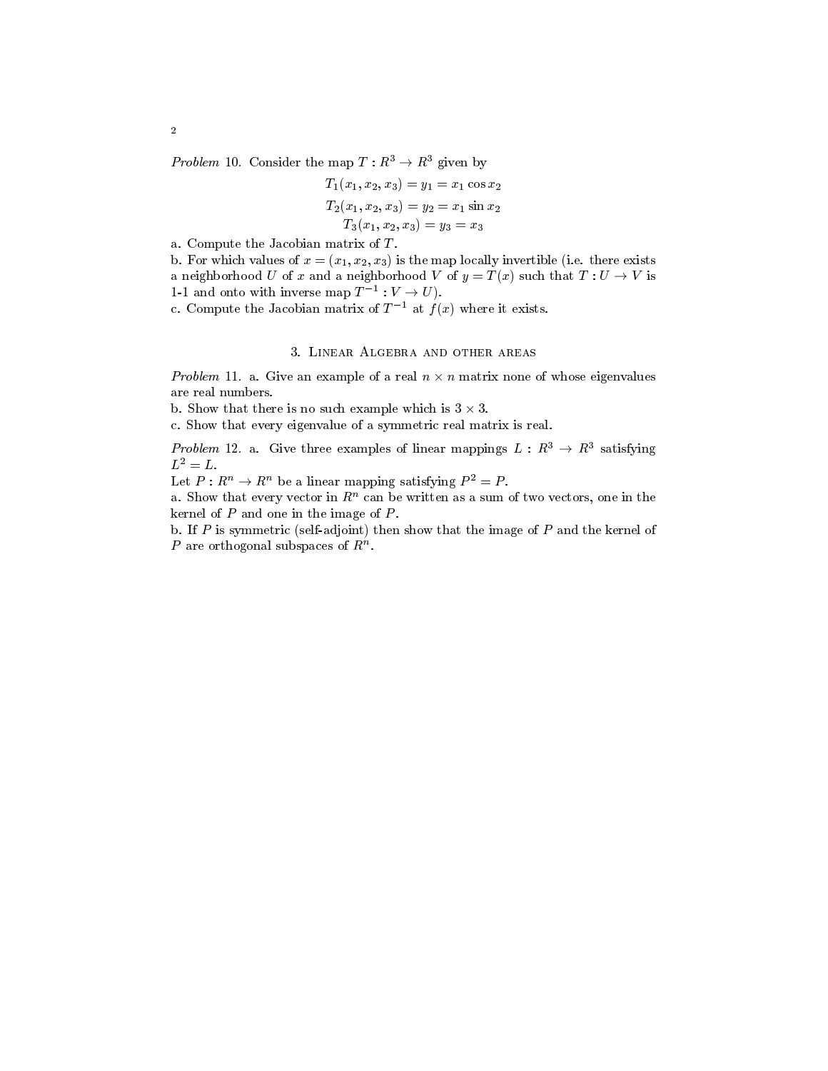*Problem* 10. Consider the map $T : R^3 \to R^3$ given by

$$T_1(x_1, x_2, x_3) = y_1 = x_1 \cos x_2$$

$$T_2(x_1, x_2, x_3) = y_2 = x_1 \sin x_2$$

$$T_3(x_1, x_2, x_3) = y_3 = x_3$$

a. Compute the Jacobian matrix of $T$.

b. For which values of $x = (x_1, x_2, x_3)$ is the map locally invertible (i.e. there exists a neighborhood $U$ of $x$ and a neighborhood $V$ of $y = T(x)$ such that $T : U \to V$ is 1-1 and onto with inverse map $T^{-1} : V \to U$).

c. Compute the Jacobian matrix of $T^{-1}$ at $f(x)$ where it exists.

## 3. Linear Algebra and other areas

*Problem* 11. a. Give an example of a real $n \times n$ matrix none of whose eigenvalues are real numbers.

b. Show that there is no such example which is $3 \times 3$.

c. Show that every eigenvalue of a symmetric real matrix is real.

*Problem* 12. a. Give three examples of linear mappings $L : R^3 \to R^3$ satisfying $L^2 = L$.

Let $P : R^n \to R^n$ be a linear mapping satisfying $P^2 = P$.

a. Show that every vector in $R^n$ can be written as a sum of two vectors, one in the kernel of $P$ and one in the image of $P$.

b. If $P$ is symmetric (self-adjoint) then show that the image of $P$ and the kernel of $P$ are orthogonal subspaces of $R^n$.